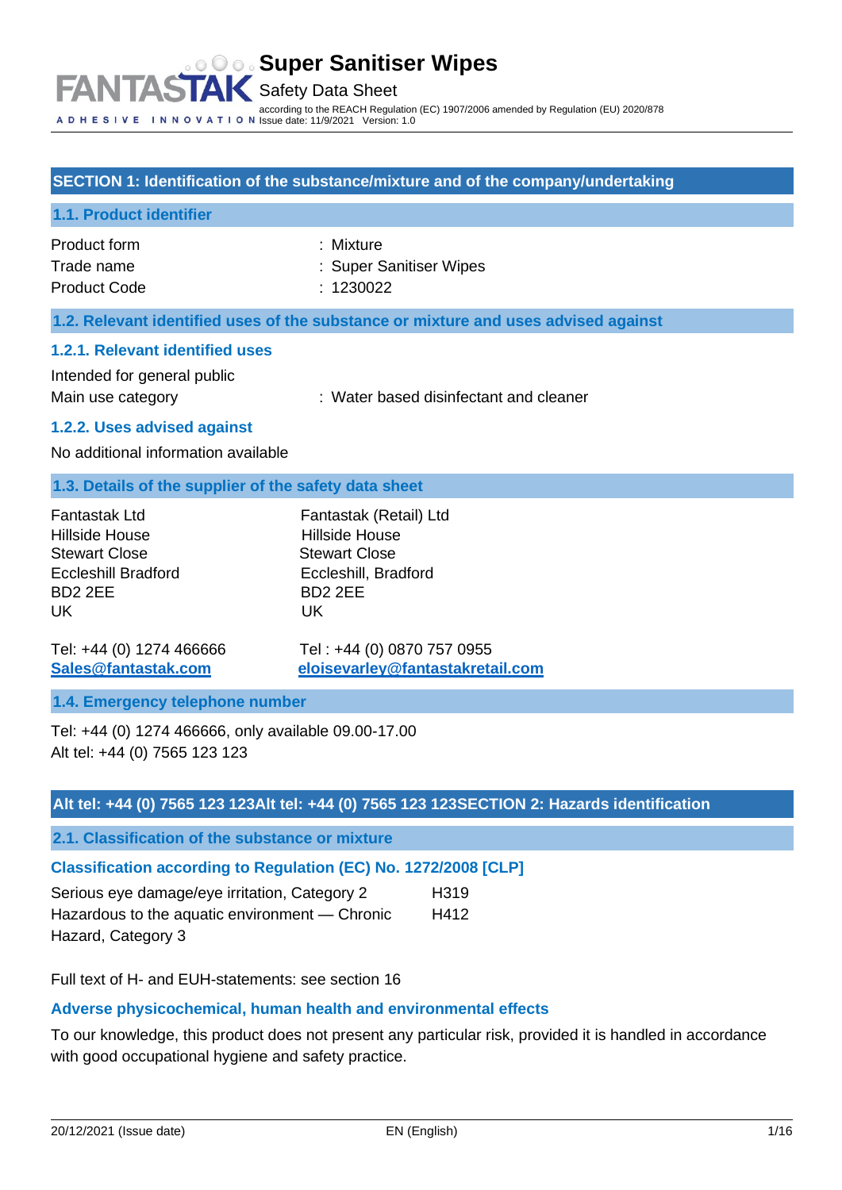# Super Sanitiser Wipes

Safety Data Sheet

according to the REACH Regulation (EC) 1907/2006 amended by Regulation (EU) 2020/878
Issue date: 11/9/2021 Version: 1.0

## SECTION 1: Identification of the substance/mixture and of the company/undertaking

### 1.1. Product identifier

| | |
|---|---|
| Product form | : Mixture |
| Trade name | : Super Sanitiser Wipes |
| Product Code | : 1230022 |

### 1.2. Relevant identified uses of the substance or mixture and uses advised against

#### 1.2.1. Relevant identified uses

Intended for general public

Main use category : Water based disinfectant and cleaner

#### 1.2.2. Uses advised against

No additional information available

### 1.3. Details of the supplier of the safety data sheet

Fantastak Ltd
Hillside House
Stewart Close
Eccleshill Bradford
BD2 2EE
UK

Tel: +44 (0) 1274 466666
Sales@fantastak.com

Fantastak (Retail) Ltd
Hillside House
Stewart Close
Eccleshill, Bradford
BD2 2EE
UK

Tel : +44 (0) 0870 757 0955
eloisevarley@fantastakretail.com

### 1.4. Emergency telephone number

Tel: +44 (0) 1274 466666, only available 09.00-17.00
Alt tel: +44 (0) 7565 123 123

## Alt tel: +44 (0) 7565 123 123Alt tel: +44 (0) 7565 123 123SECTION 2: Hazards identification

### 2.1. Classification of the substance or mixture

#### Classification according to Regulation (EC) No. 1272/2008 [CLP]

| | |
|---|---|
| Serious eye damage/eye irritation, Category 2 | H319 |
| Hazardous to the aquatic environment — Chronic Hazard, Category 3 | H412 |

Full text of H- and EUH-statements: see section 16

#### Adverse physicochemical, human health and environmental effects

To our knowledge, this product does not present any particular risk, provided it is handled in accordance with good occupational hygiene and safety practice.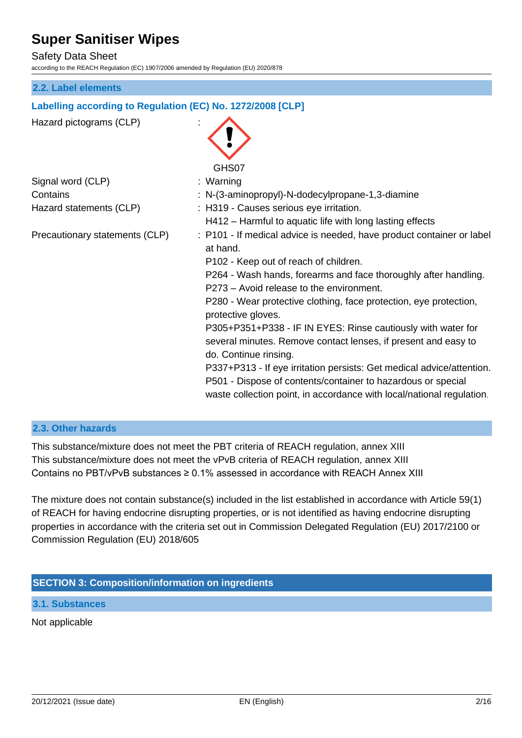## 2.2. Label elements

### Labelling according to Regulation (EC) No. 1272/2008 [CLP]

| | |
|---|---|
| Hazard pictograms (CLP) | : GHS07 |
| Signal word (CLP) | : Warning |
| Contains | : N-(3-aminopropyl)-N-dodecylpropane-1,3-diamine |
| Hazard statements (CLP) | : H319 - Causes serious eye irritation.<br>H412 – Harmful to aquatic life with long lasting effects |
| Precautionary statements (CLP) | : P101 - If medical advice is needed, have product container or label at hand.<br>P102 - Keep out of reach of children.<br>P264 - Wash hands, forearms and face thoroughly after handling.<br>P273 – Avoid release to the environment.<br>P280 - Wear protective clothing, face protection, eye protection, protective gloves.<br>P305+P351+P338 - IF IN EYES: Rinse cautiously with water for several minutes. Remove contact lenses, if present and easy to do. Continue rinsing.<br>P337+P313 - If eye irritation persists: Get medical advice/attention.<br>P501 - Dispose of contents/container to hazardous or special waste collection point, in accordance with local/national regulation. |

## 2.3. Other hazards

This substance/mixture does not meet the PBT criteria of REACH regulation, annex XIII
This substance/mixture does not meet the vPvB criteria of REACH regulation, annex XIII
Contains no PBT/vPvB substances ≥ 0.1% assessed in accordance with REACH Annex XIII

The mixture does not contain substance(s) included in the list established in accordance with Article 59(1) of REACH for having endocrine disrupting properties, or is not identified as having endocrine disrupting properties in accordance with the criteria set out in Commission Delegated Regulation (EU) 2017/2100 or Commission Regulation (EU) 2018/605

# SECTION 3: Composition/information on ingredients

## 3.1. Substances

Not applicable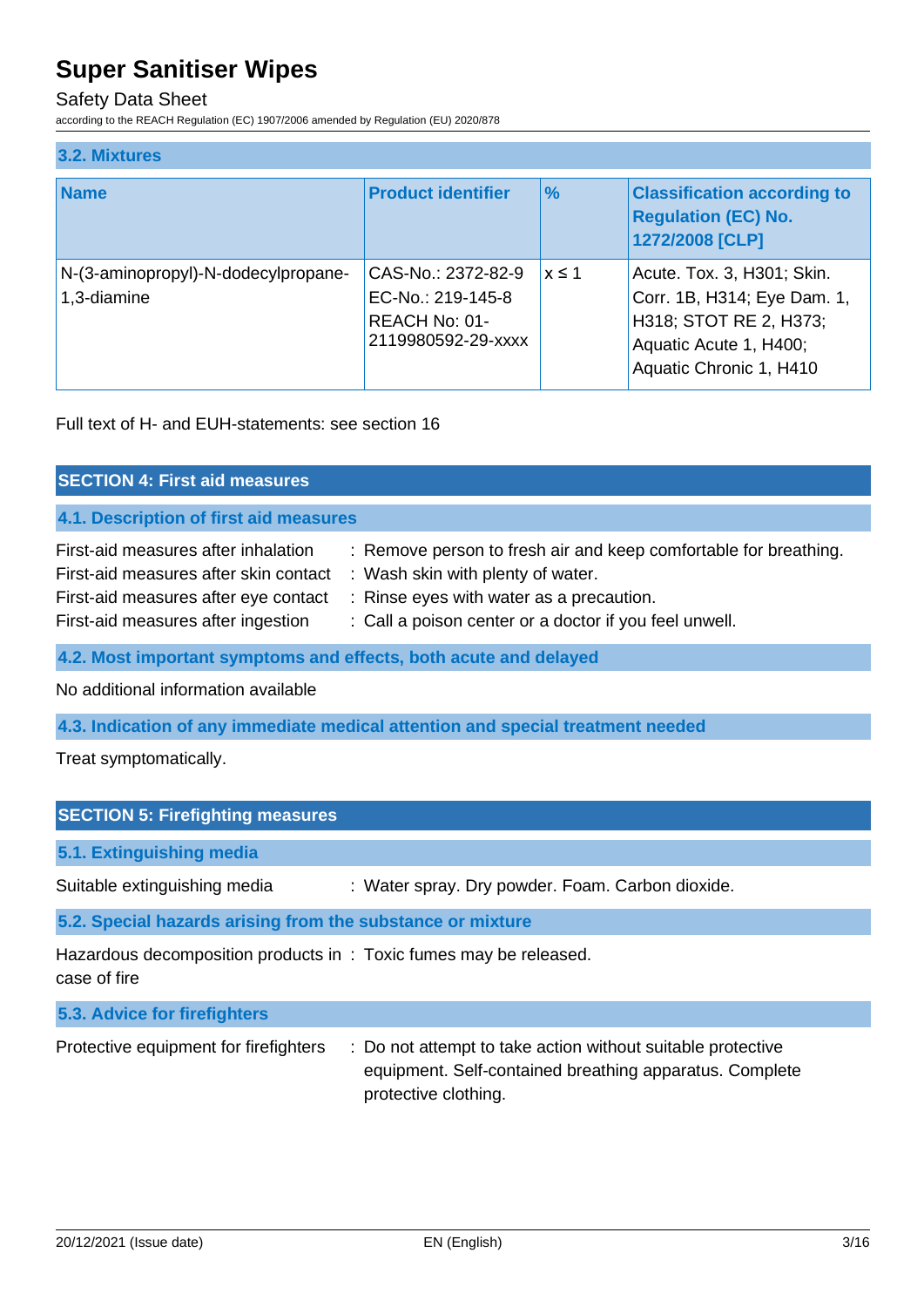### 3.2. Mixtures

| Name | Product identifier | % | Classification according to Regulation (EC) No. 1272/2008 [CLP] |
|---|---|---|---|
| N-(3-aminopropyl)-N-dodecylpropane-1,3-diamine | CAS-No.: 2372-82-9<br>EC-No.: 219-145-8<br>REACH No: 01-2119980592-29-xxxx | $x \leq 1$ | Acute. Tox. 3, H301; Skin. Corr. 1B, H314; Eye Dam. 1, H318; STOT RE 2, H373; Aquatic Acute 1, H400; Aquatic Chronic 1, H410 |

Full text of H- and EUH-statements: see section 16

## SECTION 4: First aid measures

### 4.1. Description of first aid measures

First-aid measures after inhalation : Remove person to fresh air and keep comfortable for breathing.
First-aid measures after skin contact : Wash skin with plenty of water.
First-aid measures after eye contact : Rinse eyes with water as a precaution.
First-aid measures after ingestion : Call a poison center or a doctor if you feel unwell.

### 4.2. Most important symptoms and effects, both acute and delayed

No additional information available

### 4.3. Indication of any immediate medical attention and special treatment needed

Treat symptomatically.

## SECTION 5: Firefighting measures

### 5.1. Extinguishing media

Suitable extinguishing media : Water spray. Dry powder. Foam. Carbon dioxide.

### 5.2. Special hazards arising from the substance or mixture

Hazardous decomposition products in case of fire : Toxic fumes may be released.

### 5.3. Advice for firefighters

Protective equipment for firefighters : Do not attempt to take action without suitable protective equipment. Self-contained breathing apparatus. Complete protective clothing.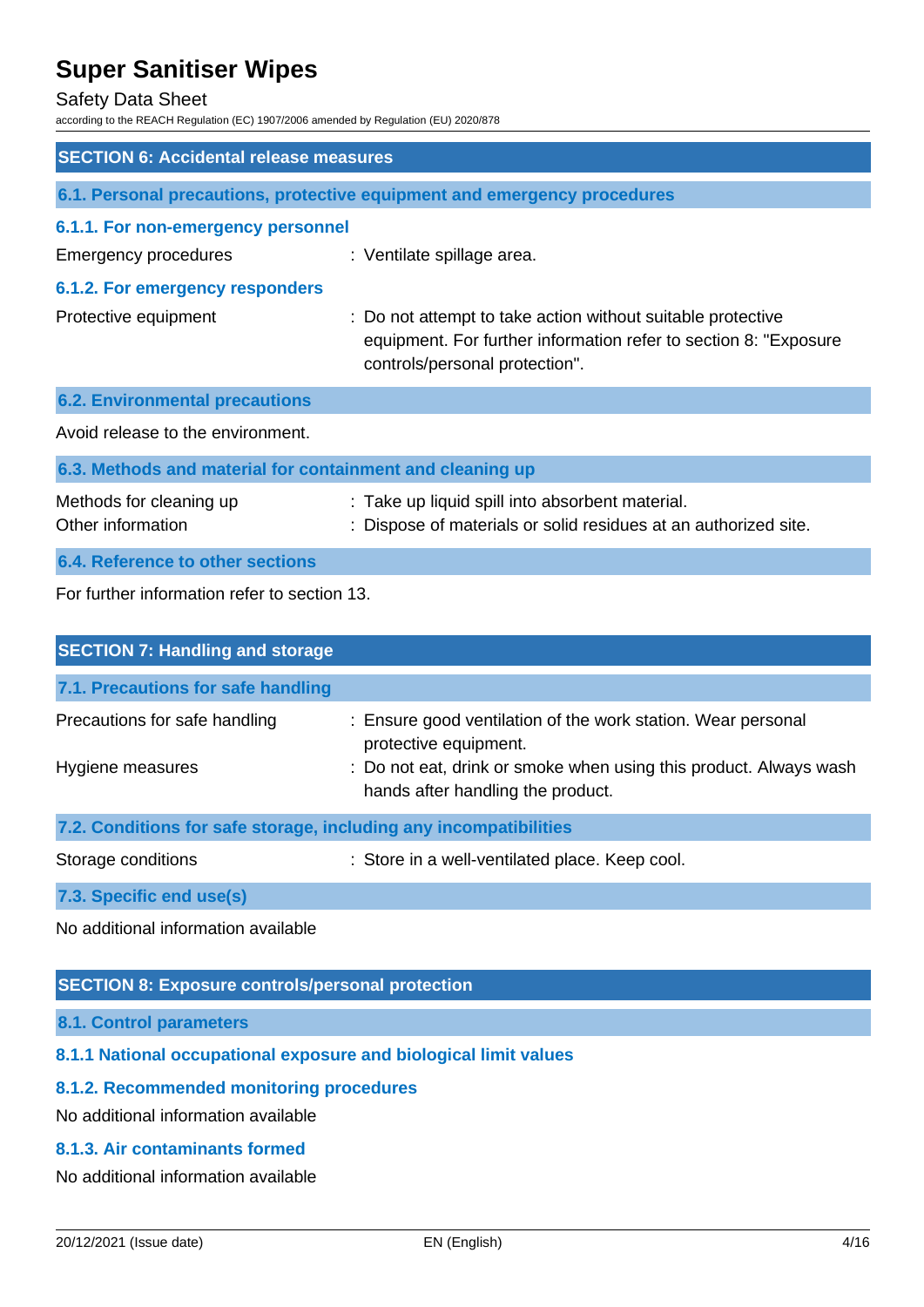## SECTION 6: Accidental release measures

### 6.1. Personal precautions, protective equipment and emergency procedures

#### 6.1.1. For non-emergency personnel

Emergency procedures : Ventilate spillage area.

#### 6.1.2. For emergency responders

Protective equipment : Do not attempt to take action without suitable protective equipment. For further information refer to section 8: "Exposure controls/personal protection".

### 6.2. Environmental precautions

Avoid release to the environment.

### 6.3. Methods and material for containment and cleaning up

Methods for cleaning up : Take up liquid spill into absorbent material.

Other information : Dispose of materials or solid residues at an authorized site.

### 6.4. Reference to other sections

For further information refer to section 13.

## SECTION 7: Handling and storage

### 7.1. Precautions for safe handling

Precautions for safe handling : Ensure good ventilation of the work station. Wear personal protective equipment.

Hygiene measures : Do not eat, drink or smoke when using this product. Always wash hands after handling the product.

### 7.2. Conditions for safe storage, including any incompatibilities

Storage conditions : Store in a well-ventilated place. Keep cool.

### 7.3. Specific end use(s)

No additional information available

## SECTION 8: Exposure controls/personal protection

### 8.1. Control parameters

#### 8.1.1 National occupational exposure and biological limit values

#### 8.1.2. Recommended monitoring procedures

No additional information available

#### 8.1.3. Air contaminants formed

No additional information available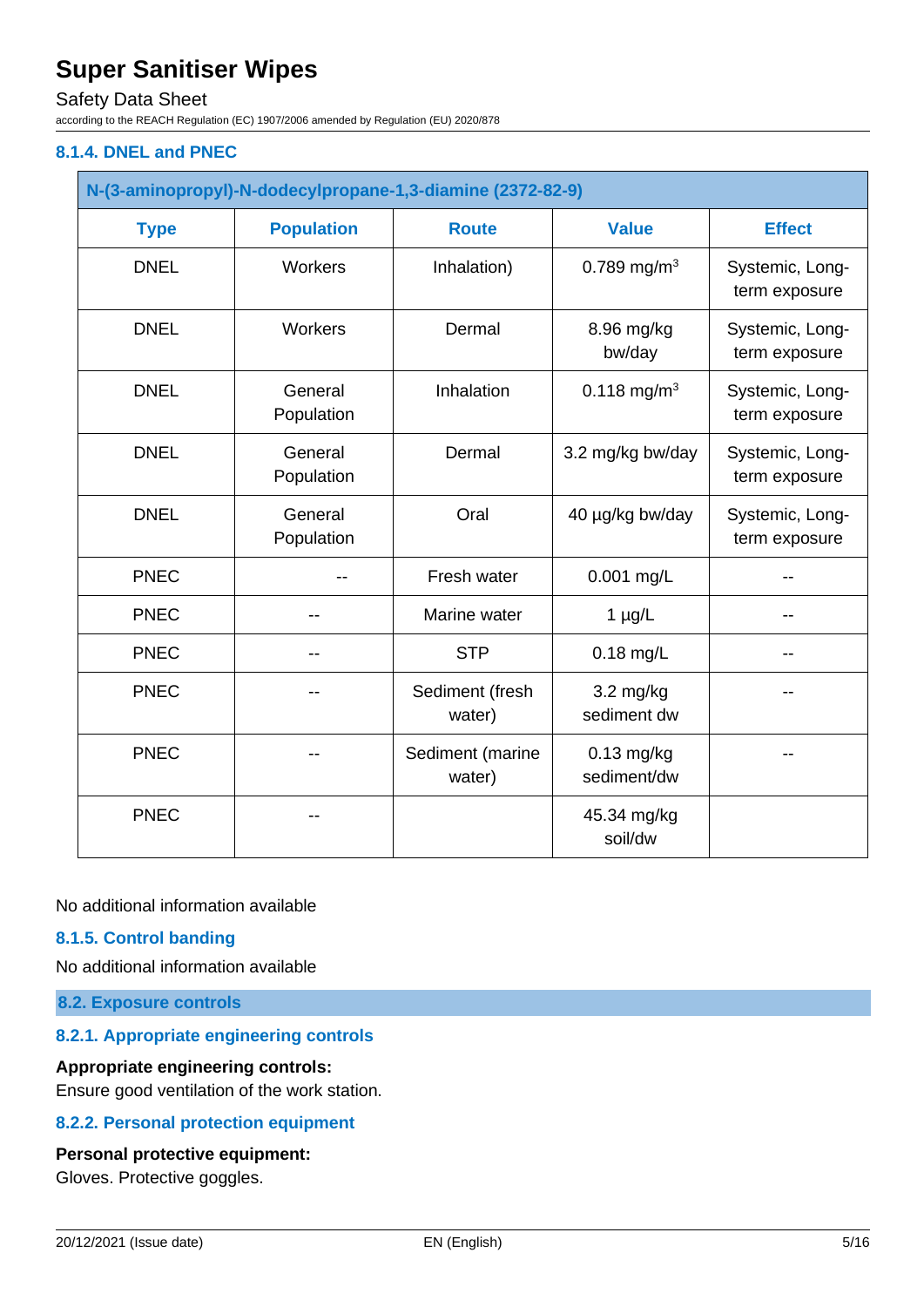# Super Sanitiser Wipes

Safety Data Sheet

according to the REACH Regulation (EC) 1907/2006 amended by Regulation (EU) 2020/878

### 8.1.4. DNEL and PNEC

| N-(3-aminopropyl)-N-dodecylpropane-1,3-diamine (2372-82-9) | | | | |
|---|---|---|---|---|
| **Type** | **Population** | **Route** | **Value** | **Effect** |
| DNEL | Workers | Inhalation) | 0.789 mg/m³ | Systemic, Long-term exposure |
| DNEL | Workers | Dermal | 8.96 mg/kg bw/day | Systemic, Long-term exposure |
| DNEL | General Population | Inhalation | 0.118 mg/m³ | Systemic, Long-term exposure |
| DNEL | General Population | Dermal | 3.2 mg/kg bw/day | Systemic, Long-term exposure |
| DNEL | General Population | Oral | 40 µg/kg bw/day | Systemic, Long-term exposure |
| PNEC | -- | Fresh water | 0.001 mg/L | -- |
| PNEC | -- | Marine water | 1 µg/L | -- |
| PNEC | -- | STP | 0.18 mg/L | -- |
| PNEC | -- | Sediment (fresh water) | 3.2 mg/kg sediment dw | -- |
| PNEC | -- | Sediment (marine water) | 0.13 mg/kg sediment/dw | -- |
| PNEC | -- | | 45.34 mg/kg soil/dw | |

No additional information available

### 8.1.5. Control banding

No additional information available

## 8.2. Exposure controls

### 8.2.1. Appropriate engineering controls

**Appropriate engineering controls:**

Ensure good ventilation of the work station.

### 8.2.2. Personal protection equipment

**Personal protective equipment:**

Gloves. Protective goggles.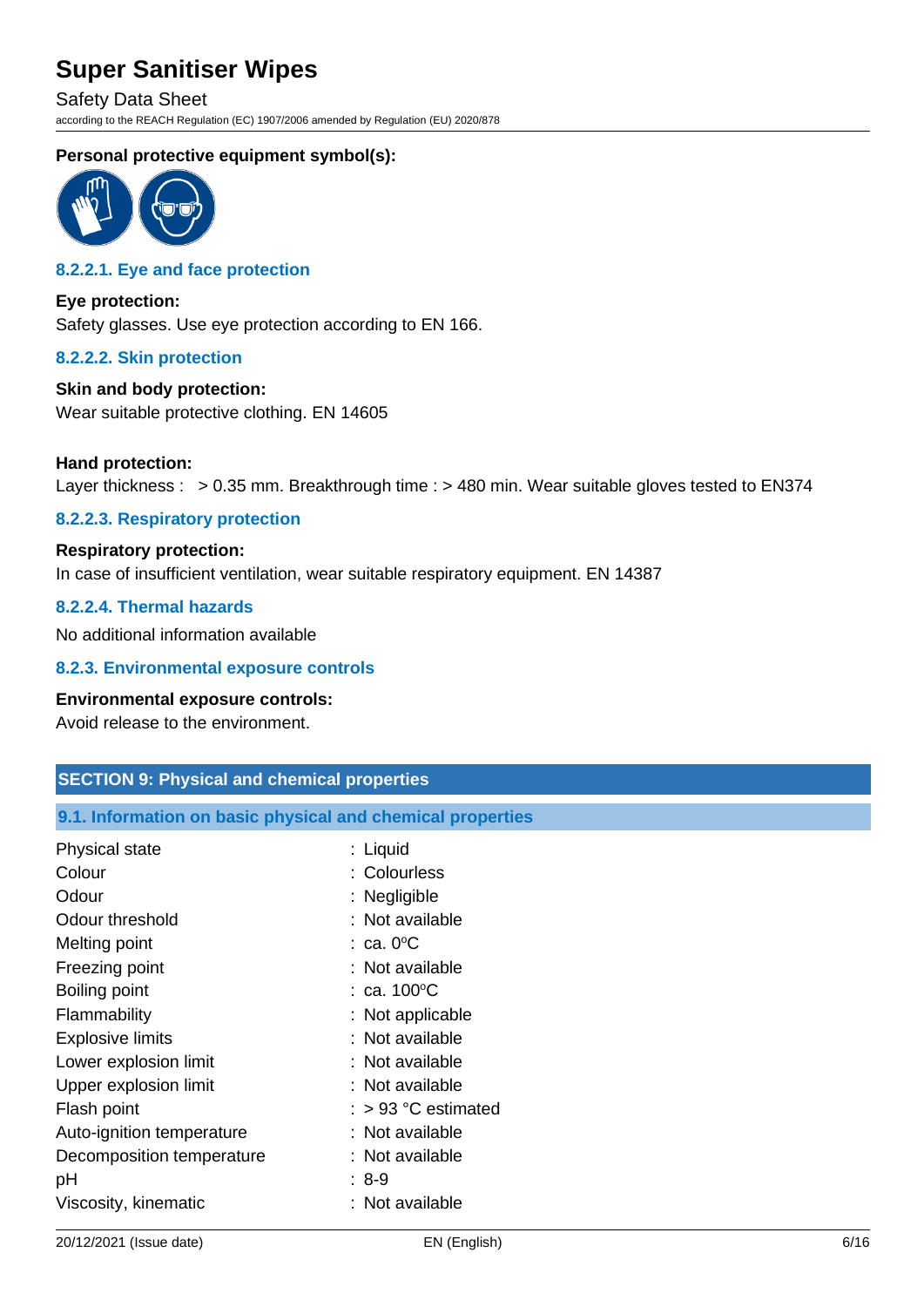**Personal protective equipment symbol(s):**

### 8.2.2.1. Eye and face protection

**Eye protection:**
Safety glasses. Use eye protection according to EN 166.

### 8.2.2.2. Skin protection

**Skin and body protection:**
Wear suitable protective clothing. EN 14605

**Hand protection:**
Layer thickness : > 0.35 mm. Breakthrough time : > 480 min. Wear suitable gloves tested to EN374

### 8.2.2.3. Respiratory protection

**Respiratory protection:**
In case of insufficient ventilation, wear suitable respiratory equipment. EN 14387

### 8.2.2.4. Thermal hazards

No additional information available

### 8.2.3. Environmental exposure controls

**Environmental exposure controls:**
Avoid release to the environment.

## SECTION 9: Physical and chemical properties

### 9.1. Information on basic physical and chemical properties

| | |
|---|---|
| Physical state | : Liquid |
| Colour | : Colourless |
| Odour | : Negligible |
| Odour threshold | : Not available |
| Melting point | : ca. 0°C |
| Freezing point | : Not available |
| Boiling point | : ca. 100°C |
| Flammability | : Not applicable |
| Explosive limits | : Not available |
| Lower explosion limit | : Not available |
| Upper explosion limit | : Not available |
| Flash point | : > 93 °C estimated |
| Auto-ignition temperature | : Not available |
| Decomposition temperature | : Not available |
| pH | : 8-9 |
| Viscosity, kinematic | : Not available |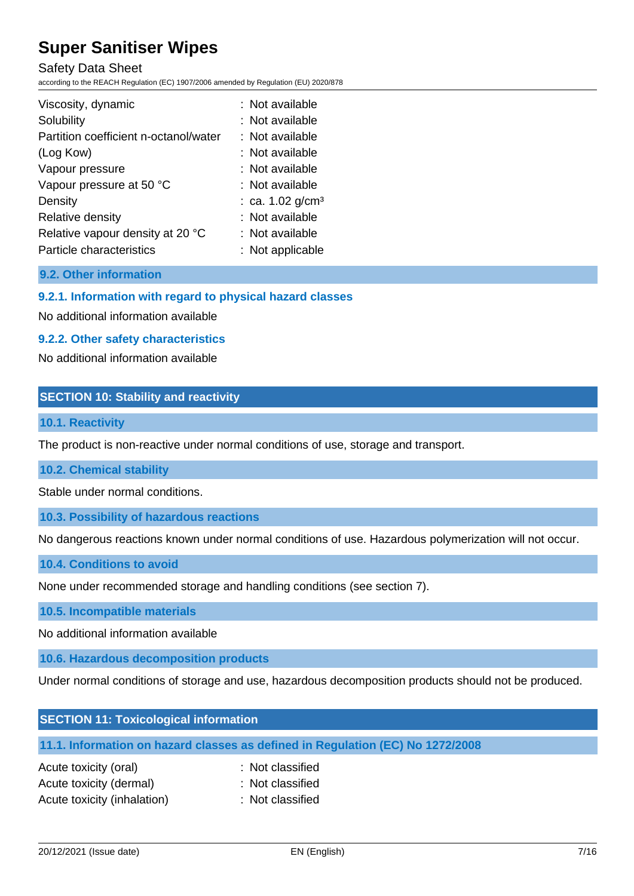| | |
|---|---|
| Viscosity, dynamic | : Not available |
| Solubility | : Not available |
| Partition coefficient n-octanol/water (Log Kow) | : Not available |
| | : Not available |
| Vapour pressure | : Not available |
| Vapour pressure at 50 °C | : Not available |
| Density | : ca. 1.02 g/cm³ |
| Relative density | : Not available |
| Relative vapour density at 20 °C | : Not available |
| Particle characteristics | : Not applicable |

### 9.2. Other information

#### 9.2.1. Information with regard to physical hazard classes

No additional information available

#### 9.2.2. Other safety characteristics

No additional information available

## SECTION 10: Stability and reactivity

### 10.1. Reactivity

The product is non-reactive under normal conditions of use, storage and transport.

### 10.2. Chemical stability

Stable under normal conditions.

### 10.3. Possibility of hazardous reactions

No dangerous reactions known under normal conditions of use. Hazardous polymerization will not occur.

### 10.4. Conditions to avoid

None under recommended storage and handling conditions (see section 7).

### 10.5. Incompatible materials

No additional information available

### 10.6. Hazardous decomposition products

Under normal conditions of storage and use, hazardous decomposition products should not be produced.

## SECTION 11: Toxicological information

### 11.1. Information on hazard classes as defined in Regulation (EC) No 1272/2008

| | |
|---|---|
| Acute toxicity (oral) | : Not classified |
| Acute toxicity (dermal) | : Not classified |
| Acute toxicity (inhalation) | : Not classified |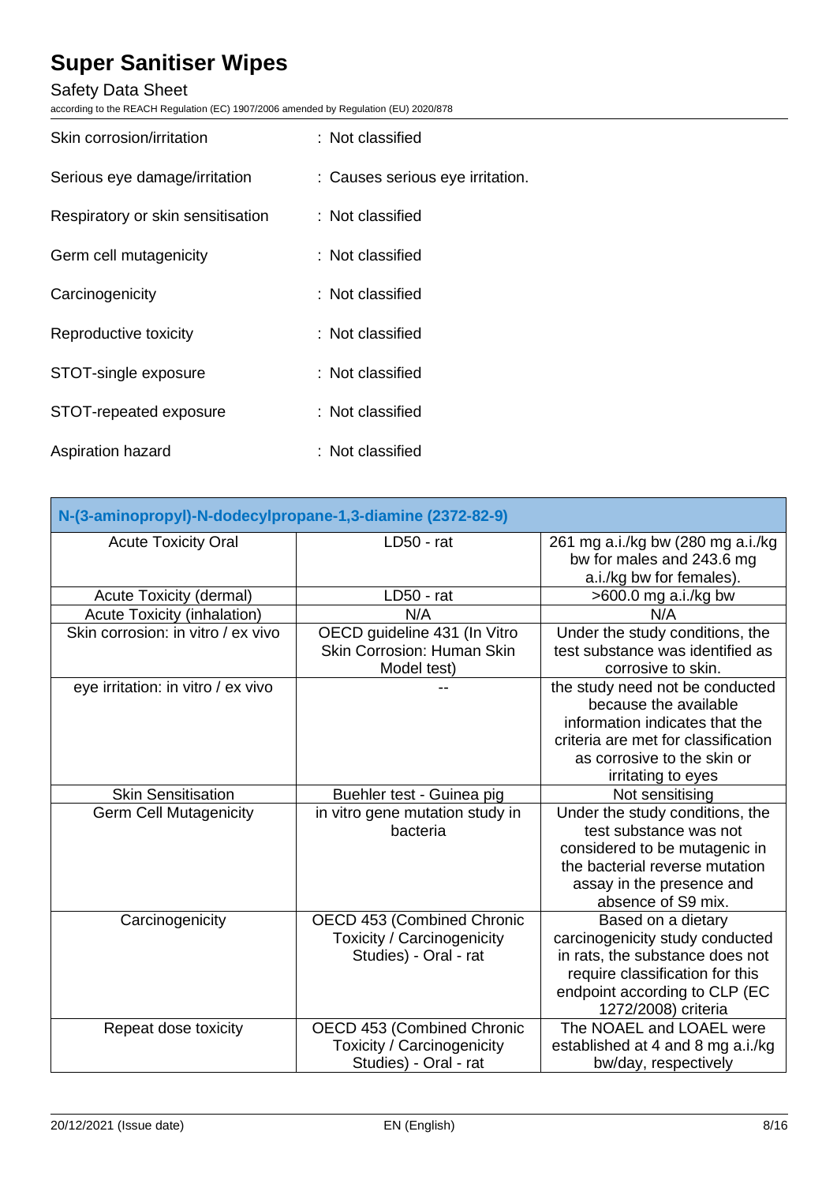Skin corrosion/irritation : Not classified

Serious eye damage/irritation : Causes serious eye irritation.

Respiratory or skin sensitisation : Not classified

Germ cell mutagenicity : Not classified

Carcinogenicity : Not classified

Reproductive toxicity : Not classified

STOT-single exposure : Not classified

STOT-repeated exposure : Not classified

Aspiration hazard : Not classified

| N-(3-aminopropyl)-N-dodecylpropane-1,3-diamine (2372-82-9) | | |
|---|---|---|
| Acute Toxicity Oral | LD50 - rat | 261 mg a.i./kg bw (280 mg a.i./kg bw for males and 243.6 mg a.i./kg bw for females). |
| Acute Toxicity (dermal) | LD50 - rat | >600.0 mg a.i./kg bw |
| Acute Toxicity (inhalation) | N/A | N/A |
| Skin corrosion: in vitro / ex vivo | OECD guideline 431 (In Vitro Skin Corrosion: Human Skin Model test) | Under the study conditions, the test substance was identified as corrosive to skin. |
| eye irritation: in vitro / ex vivo | -- | the study need not be conducted because the available information indicates that the criteria are met for classification as corrosive to the skin or irritating to eyes |
| Skin Sensitisation | Buehler test - Guinea pig | Not sensitising |
| Germ Cell Mutagenicity | in vitro gene mutation study in bacteria | Under the study conditions, the test substance was not considered to be mutagenic in the bacterial reverse mutation assay in the presence and absence of S9 mix. |
| Carcinogenicity | OECD 453 (Combined Chronic Toxicity / Carcinogenicity Studies) - Oral - rat | Based on a dietary carcinogenicity study conducted in rats, the substance does not require classification for this endpoint according to CLP (EC 1272/2008) criteria |
| Repeat dose toxicity | OECD 453 (Combined Chronic Toxicity / Carcinogenicity Studies) - Oral - rat | The NOAEL and LOAEL were established at 4 and 8 mg a.i./kg bw/day, respectively |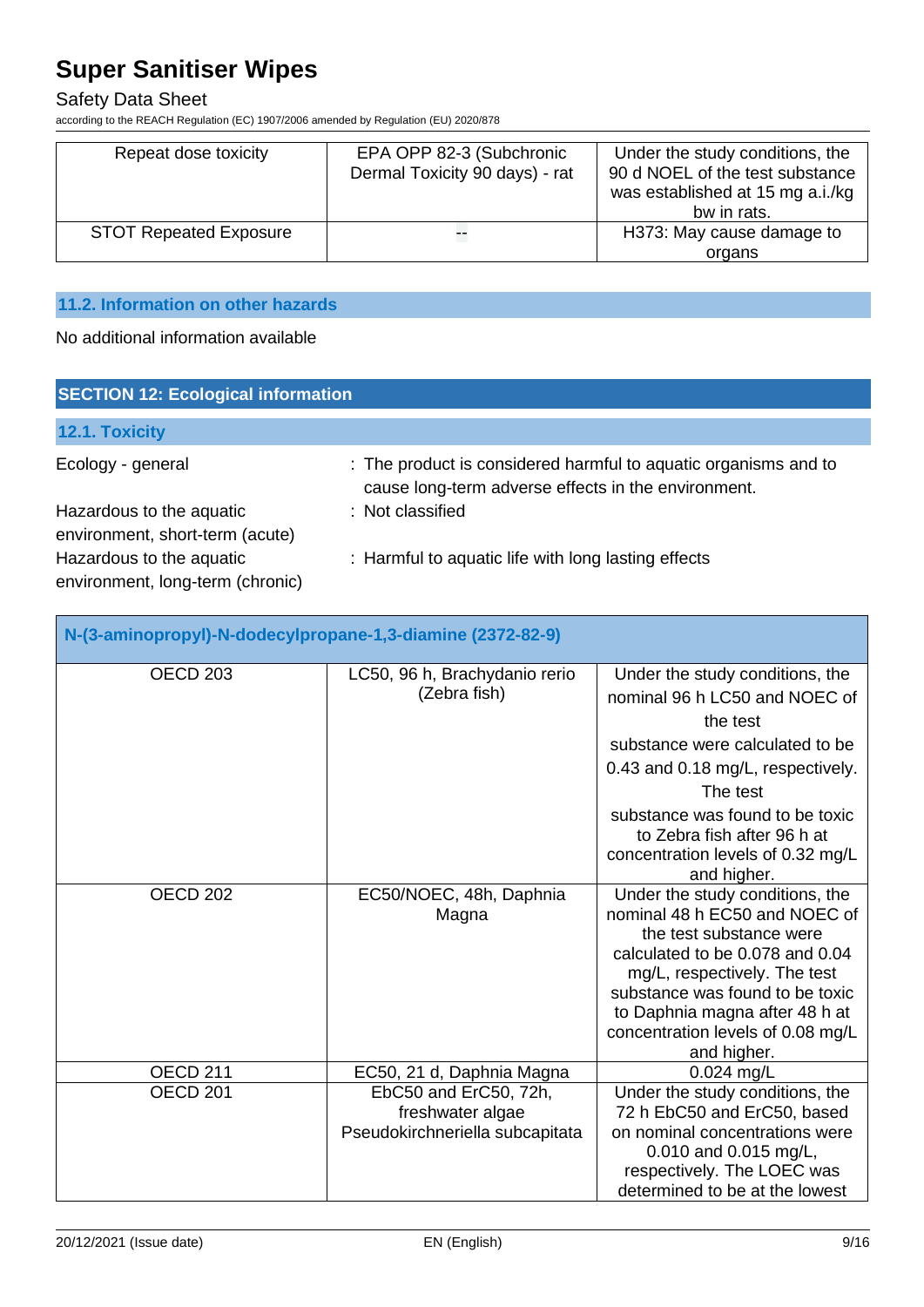| Repeat dose toxicity | EPA OPP 82-3 (Subchronic Dermal Toxicity 90 days) - rat | Under the study conditions, the 90 d NOEL of the test substance was established at 15 mg a.i./kg bw in rats. |
|---|---|---|
| STOT Repeated Exposure | -- | H373: May cause damage to organs |

### 11.2. Information on other hazards

No additional information available

## SECTION 12: Ecological information

### 12.1. Toxicity

Ecology - general : The product is considered harmful to aquatic organisms and to cause long-term adverse effects in the environment.

Hazardous to the aquatic environment, short-term (acute) : Not classified

Hazardous to the aquatic environment, long-term (chronic) : Harmful to aquatic life with long lasting effects

| N-(3-aminopropyl)-N-dodecylpropane-1,3-diamine (2372-82-9) | | |
|---|---|---|
| OECD 203 | LC50, 96 h, Brachydanio rerio (Zebra fish) | Under the study conditions, the nominal 96 h LC50 and NOEC of the test substance were calculated to be 0.43 and 0.18 mg/L, respectively. The test substance was found to be toxic to Zebra fish after 96 h at concentration levels of 0.32 mg/L and higher. |
| OECD 202 | EC50/NOEC, 48h, Daphnia Magna | Under the study conditions, the nominal 48 h EC50 and NOEC of the test substance were calculated to be 0.078 and 0.04 mg/L, respectively. The test substance was found to be toxic to Daphnia magna after 48 h at concentration levels of 0.08 mg/L and higher. |
| OECD 211 | EC50, 21 d, Daphnia Magna | 0.024 mg/L |
| OECD 201 | EbC50 and ErC50, 72h, freshwater algae Pseudokirchneriella subcapitata | Under the study conditions, the 72 h EbC50 and ErC50, based on nominal concentrations were 0.010 and 0.015 mg/L, respectively. The LOEC was determined to be at the lowest |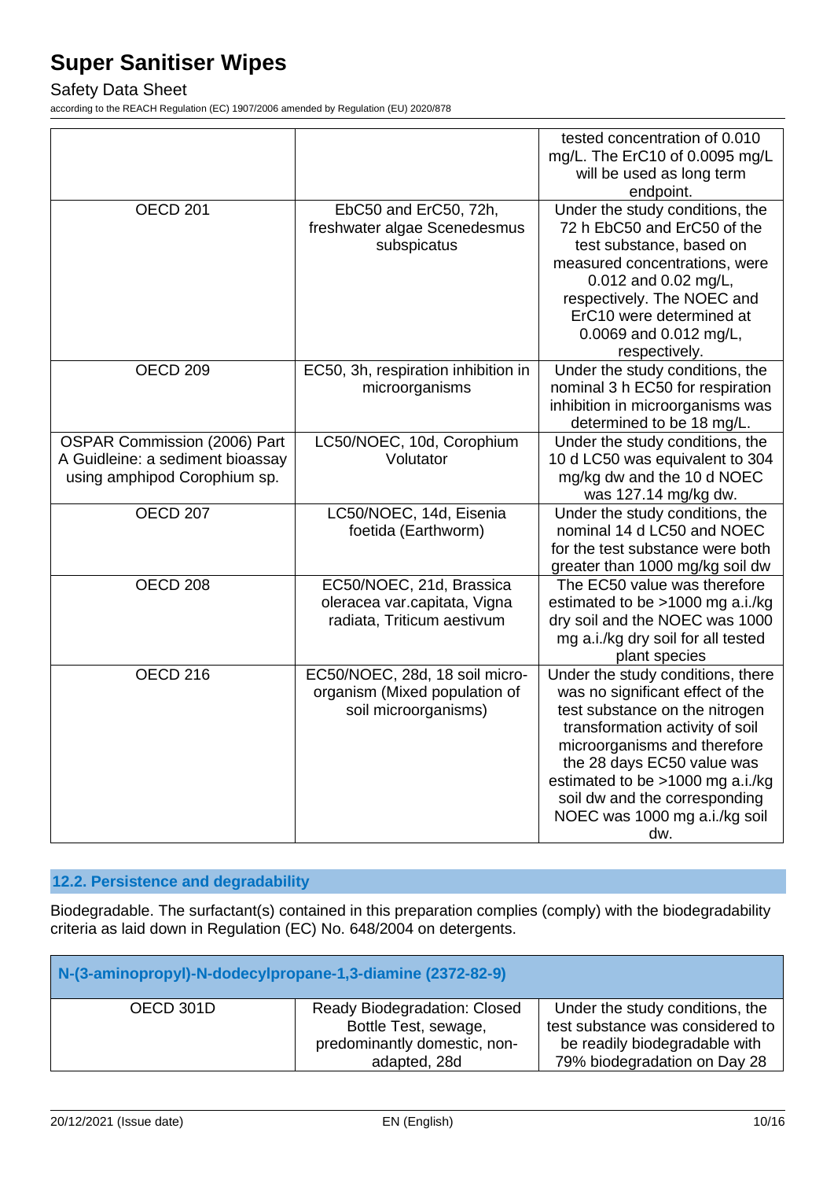| | | tested concentration of 0.010 mg/L. The ErC10 of 0.0095 mg/L will be used as long term endpoint. |
|---|---|---|
| OECD 201 | EbC50 and ErC50, 72h, freshwater algae Scenedesmus subspicatus | Under the study conditions, the 72 h EbC50 and ErC50 of the test substance, based on measured concentrations, were 0.012 and 0.02 mg/L, respectively. The NOEC and ErC10 were determined at 0.0069 and 0.012 mg/L, respectively. |
| OECD 209 | EC50, 3h, respiration inhibition in microorganisms | Under the study conditions, the nominal 3 h EC50 for respiration inhibition in microorganisms was determined to be 18 mg/L. |
| OSPAR Commission (2006) Part A Guideline: a sediment bioassay using amphipod Corophium sp. | LC50/NOEC, 10d, Corophium Volutator | Under the study conditions, the 10 d LC50 was equivalent to 304 mg/kg dw and the 10 d NOEC was 127.14 mg/kg dw. |
| OECD 207 | LC50/NOEC, 14d, Eisenia foetida (Earthworm) | Under the study conditions, the nominal 14 d LC50 and NOEC for the test substance were both greater than 1000 mg/kg soil dw |
| OECD 208 | EC50/NOEC, 21d, Brassica oleracea var.capitata, Vigna radiata, Triticum aestivum | The EC50 value was therefore estimated to be >1000 mg a.i./kg dry soil and the NOEC was 1000 mg a.i./kg dry soil for all tested plant species |
| OECD 216 | EC50/NOEC, 28d, 18 soil micro-organism (Mixed population of soil microorganisms) | Under the study conditions, there was no significant effect of the test substance on the nitrogen transformation activity of soil microorganisms and therefore the 28 days EC50 value was estimated to be >1000 mg a.i./kg soil dw and the corresponding NOEC was 1000 mg a.i./kg soil dw. |

## 12.2. Persistence and degradability

Biodegradable. The surfactant(s) contained in this preparation complies (comply) with the biodegradability criteria as laid down in Regulation (EC) No. 648/2004 on detergents.

| N-(3-aminopropyl)-N-dodecylpropane-1,3-diamine (2372-82-9) | | |
|---|---|---|
| OECD 301D | Ready Biodegradation: Closed Bottle Test, sewage, predominantly domestic, non-adapted, 28d | Under the study conditions, the test substance was considered to be readily biodegradable with 79% biodegradation on Day 28 |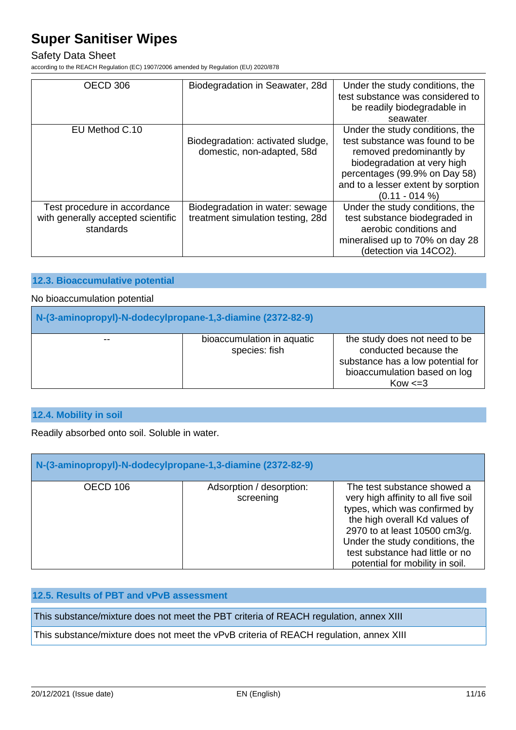| OECD 306 | Biodegradation in Seawater, 28d | Under the study conditions, the test substance was considered to be readily biodegradable in seawater. |
| --- | --- | --- |
| EU Method C.10 | Biodegradation: activated sludge, domestic, non-adapted, 58d | Under the study conditions, the test substance was found to be removed predominantly by biodegradation at very high percentages (99.9% on Day 58) and to a lesser extent by sorption (0.11 - 014 %) |
| Test procedure in accordance with generally accepted scientific standards | Biodegradation in water: sewage treatment simulation testing, 28d | Under the study conditions, the test substance biodegraded in aerobic conditions and mineralised up to 70% on day 28 (detection via 14CO2). |

## 12.3. Bioaccumulative potential

No bioaccumulation potential

| N-(3-aminopropyl)-N-dodecylpropane-1,3-diamine (2372-82-9) | | |
| --- | --- | --- |
| -- | bioaccumulation in aquatic species: fish | the study does not need to be conducted because the substance has a low potential for bioaccumulation based on log Kow <=3 |

## 12.4. Mobility in soil

Readily absorbed onto soil. Soluble in water.

| N-(3-aminopropyl)-N-dodecylpropane-1,3-diamine (2372-82-9) | | |
| --- | --- | --- |
| OECD 106 | Adsorption / desorption: screening | The test substance showed a very high affinity to all five soil types, which was confirmed by the high overall Kd values of 2970 to at least 10500 cm3/g. Under the study conditions, the test substance had little or no potential for mobility in soil. |

## 12.5. Results of PBT and vPvB assessment

This substance/mixture does not meet the PBT criteria of REACH regulation, annex XIII

This substance/mixture does not meet the vPvB criteria of REACH regulation, annex XIII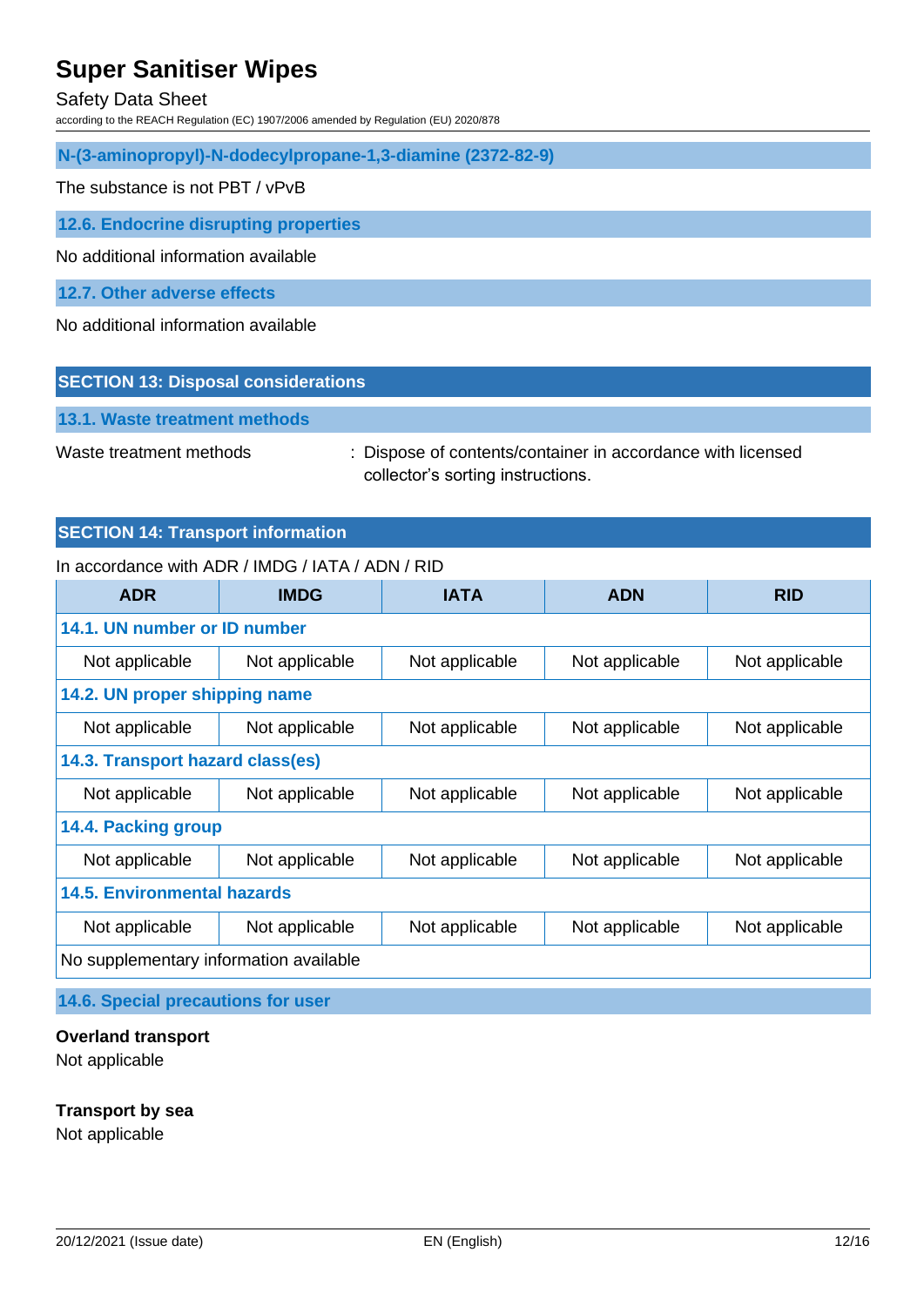**N-(3-aminopropyl)-N-dodecylpropane-1,3-diamine (2372-82-9)**

The substance is not PBT / vPvB

### 12.6. Endocrine disrupting properties

No additional information available

### 12.7. Other adverse effects

No additional information available

## SECTION 13: Disposal considerations

### 13.1. Waste treatment methods

Waste treatment methods : Dispose of contents/container in accordance with licensed collector's sorting instructions.

## SECTION 14: Transport information

In accordance with ADR / IMDG / IATA / ADN / RID

| ADR | IMDG | IATA | ADN | RID |
|---|---|---|---|---|
| **14.1. UN number or ID number** | | | | |
| Not applicable | Not applicable | Not applicable | Not applicable | Not applicable |
| **14.2. UN proper shipping name** | | | | |
| Not applicable | Not applicable | Not applicable | Not applicable | Not applicable |
| **14.3. Transport hazard class(es)** | | | | |
| Not applicable | Not applicable | Not applicable | Not applicable | Not applicable |
| **14.4. Packing group** | | | | |
| Not applicable | Not applicable | Not applicable | Not applicable | Not applicable |
| **14.5. Environmental hazards** | | | | |
| Not applicable | Not applicable | Not applicable | Not applicable | Not applicable |
| No supplementary information available | | | | |

### 14.6. Special precautions for user

**Overland transport**
Not applicable

**Transport by sea**
Not applicable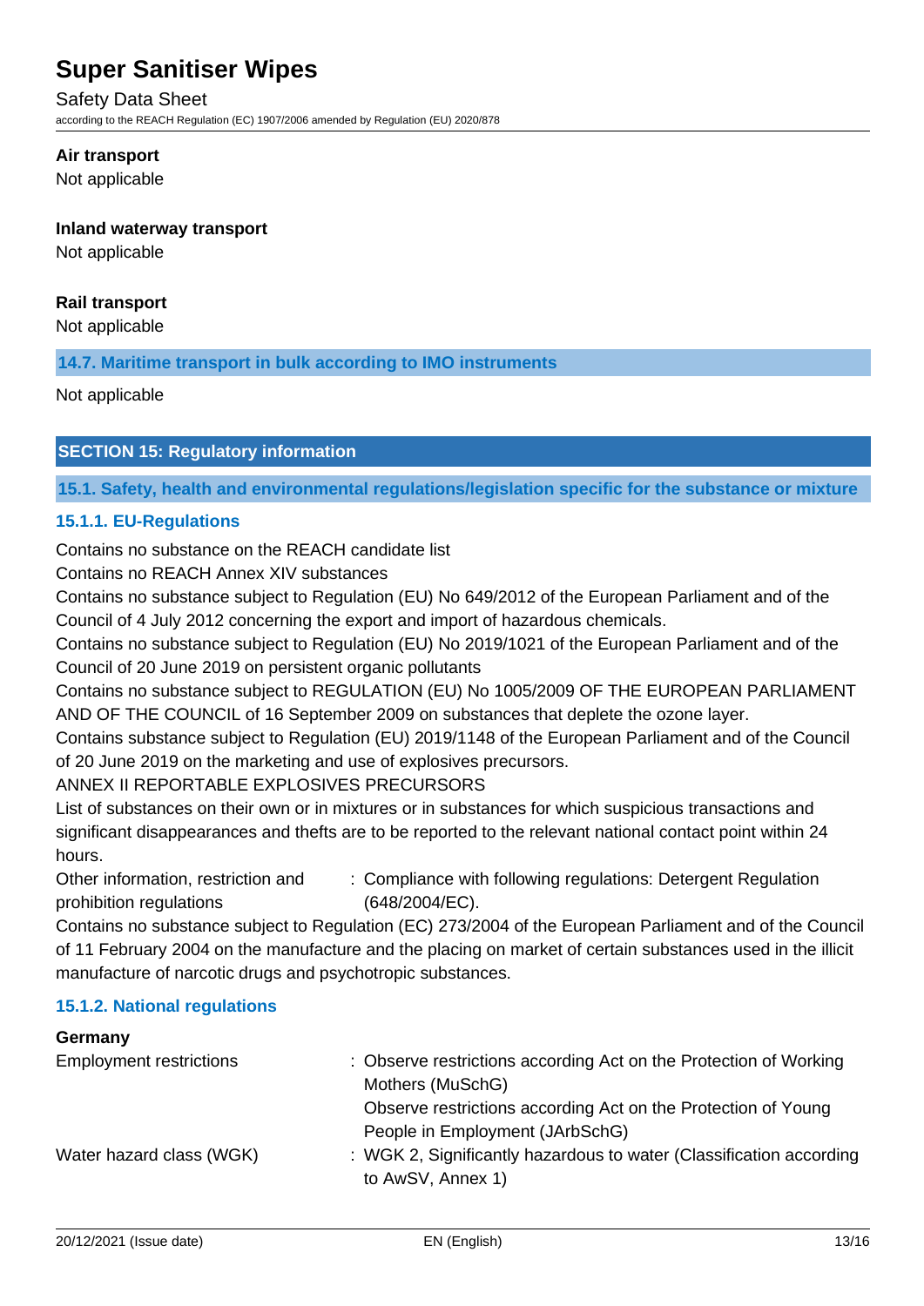**Air transport**

Not applicable

**Inland waterway transport**

Not applicable

**Rail transport**

Not applicable

### 14.7. Maritime transport in bulk according to IMO instruments

Not applicable

## SECTION 15: Regulatory information

### 15.1. Safety, health and environmental regulations/legislation specific for the substance or mixture

#### 15.1.1. EU-Regulations

Contains no substance on the REACH candidate list

Contains no REACH Annex XIV substances

Contains no substance subject to Regulation (EU) No 649/2012 of the European Parliament and of the Council of 4 July 2012 concerning the export and import of hazardous chemicals.

Contains no substance subject to Regulation (EU) No 2019/1021 of the European Parliament and of the Council of 20 June 2019 on persistent organic pollutants

Contains no substance subject to REGULATION (EU) No 1005/2009 OF THE EUROPEAN PARLIAMENT AND OF THE COUNCIL of 16 September 2009 on substances that deplete the ozone layer.

Contains substance subject to Regulation (EU) 2019/1148 of the European Parliament and of the Council of 20 June 2019 on the marketing and use of explosives precursors.

ANNEX II REPORTABLE EXPLOSIVES PRECURSORS

List of substances on their own or in mixtures or in substances for which suspicious transactions and significant disappearances and thefts are to be reported to the relevant national contact point within 24 hours.

| | |
|---|---|
| Other information, restriction and prohibition regulations | : Compliance with following regulations: Detergent Regulation (648/2004/EC). |

Contains no substance subject to Regulation (EC) 273/2004 of the European Parliament and of the Council of 11 February 2004 on the manufacture and the placing on market of certain substances used in the illicit manufacture of narcotic drugs and psychotropic substances.

#### 15.1.2. National regulations

**Germany**

| | |
|---|---|
| Employment restrictions | : Observe restrictions according Act on the Protection of Working Mothers (MuSchG)<br>Observe restrictions according Act on the Protection of Young People in Employment (JArbSchG) |
| Water hazard class (WGK) | : WGK 2, Significantly hazardous to water (Classification according to AwSV, Annex 1) |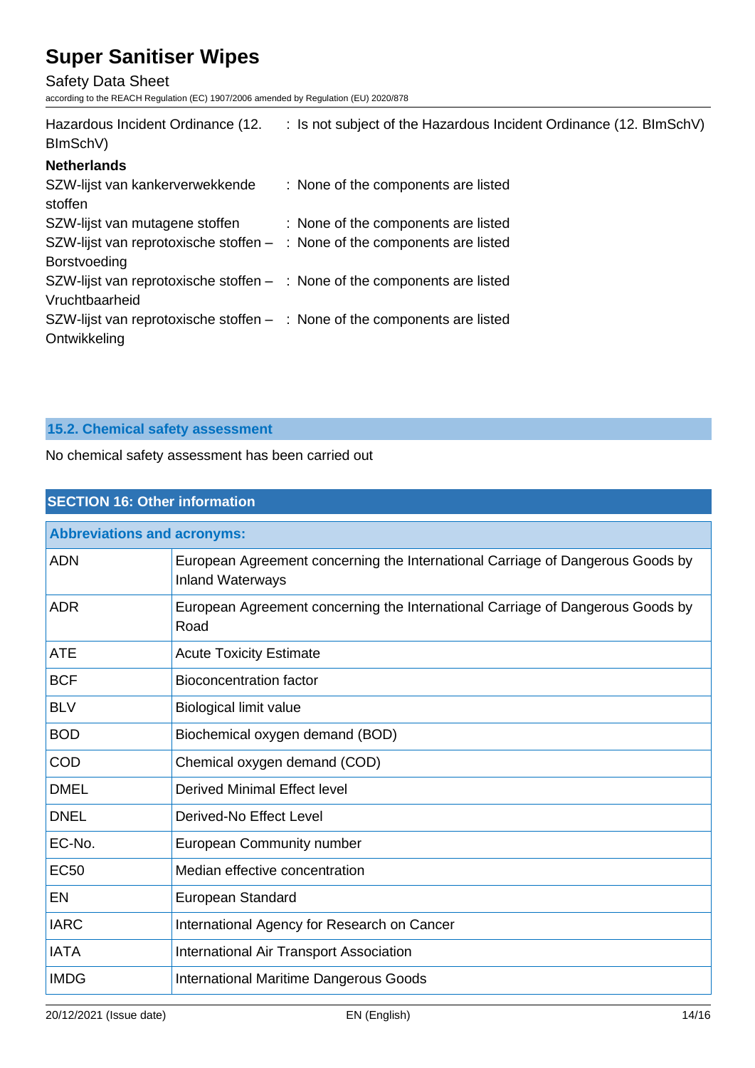Hazardous Incident Ordinance (12. BImSchV) : Is not subject of the Hazardous Incident Ordinance (12. BImSchV)

**Netherlands**

SZW-lijst van kankerverwekkende stoffen : None of the components are listed

SZW-lijst van mutagene stoffen : None of the components are listed

SZW-lijst van reprotoxische stoffen – Borstvoeding : None of the components are listed

SZW-lijst van reprotoxische stoffen – Vruchtbaarheid : None of the components are listed

SZW-lijst van reprotoxische stoffen – Ontwikkeling : None of the components are listed

### 15.2. Chemical safety assessment

No chemical safety assessment has been carried out

## SECTION 16: Other information

| Abbreviations and acronyms: | |
|---|---|
| ADN | European Agreement concerning the International Carriage of Dangerous Goods by Inland Waterways |
| ADR | European Agreement concerning the International Carriage of Dangerous Goods by Road |
| ATE | Acute Toxicity Estimate |
| BCF | Bioconcentration factor |
| BLV | Biological limit value |
| BOD | Biochemical oxygen demand (BOD) |
| COD | Chemical oxygen demand (COD) |
| DMEL | Derived Minimal Effect level |
| DNEL | Derived-No Effect Level |
| EC-No. | European Community number |
| EC50 | Median effective concentration |
| EN | European Standard |
| IARC | International Agency for Research on Cancer |
| IATA | International Air Transport Association |
| IMDG | International Maritime Dangerous Goods |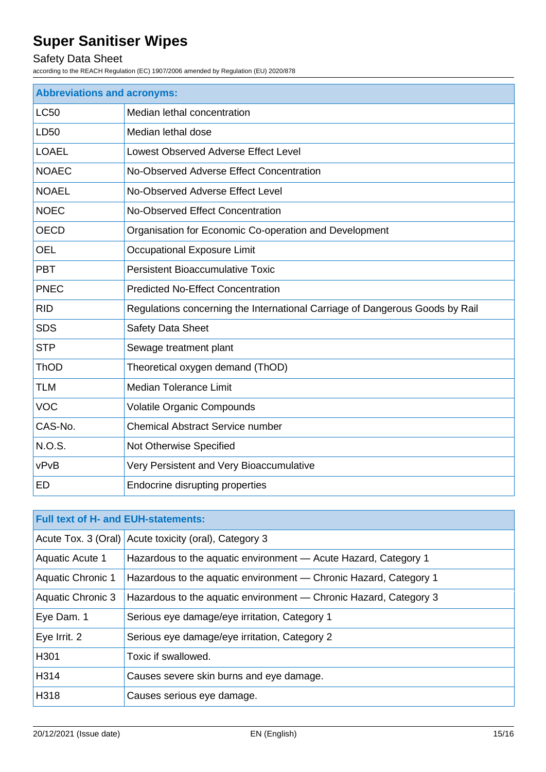| Abbreviations and acronyms: | |
|---|---|
| LC50 | Median lethal concentration |
| LD50 | Median lethal dose |
| LOAEL | Lowest Observed Adverse Effect Level |
| NOAEC | No-Observed Adverse Effect Concentration |
| NOAEL | No-Observed Adverse Effect Level |
| NOEC | No-Observed Effect Concentration |
| OECD | Organisation for Economic Co-operation and Development |
| OEL | Occupational Exposure Limit |
| PBT | Persistent Bioaccumulative Toxic |
| PNEC | Predicted No-Effect Concentration |
| RID | Regulations concerning the International Carriage of Dangerous Goods by Rail |
| SDS | Safety Data Sheet |
| STP | Sewage treatment plant |
| ThOD | Theoretical oxygen demand (ThOD) |
| TLM | Median Tolerance Limit |
| VOC | Volatile Organic Compounds |
| CAS-No. | Chemical Abstract Service number |
| N.O.S. | Not Otherwise Specified |
| vPvB | Very Persistent and Very Bioaccumulative |
| ED | Endocrine disrupting properties |

| Full text of H- and EUH-statements: | |
|---|---|
| Acute Tox. 3 (Oral) | Acute toxicity (oral), Category 3 |
| Aquatic Acute 1 | Hazardous to the aquatic environment — Acute Hazard, Category 1 |
| Aquatic Chronic 1 | Hazardous to the aquatic environment — Chronic Hazard, Category 1 |
| Aquatic Chronic 3 | Hazardous to the aquatic environment — Chronic Hazard, Category 3 |
| Eye Dam. 1 | Serious eye damage/eye irritation, Category 1 |
| Eye Irrit. 2 | Serious eye damage/eye irritation, Category 2 |
| H301 | Toxic if swallowed. |
| H314 | Causes severe skin burns and eye damage. |
| H318 | Causes serious eye damage. |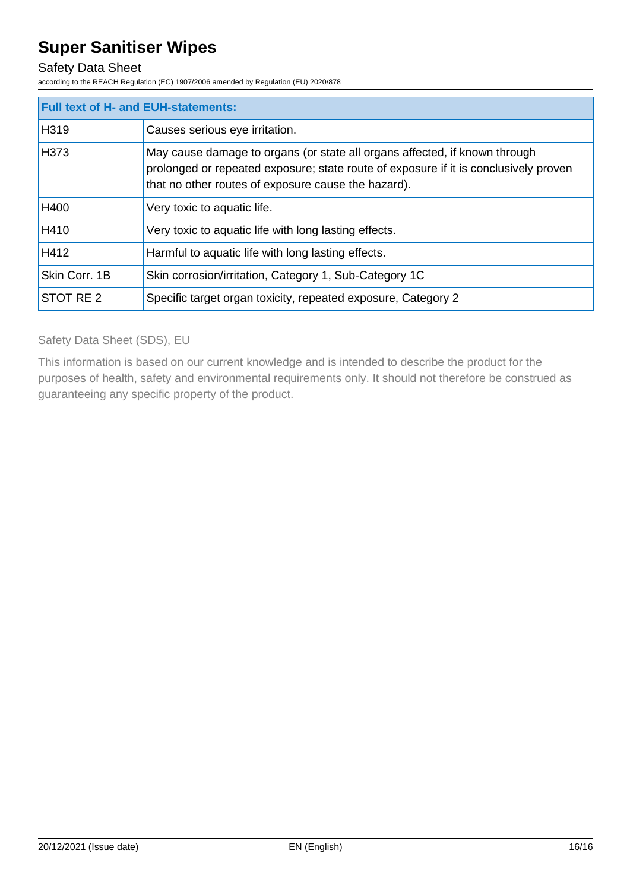| Full text of H- and EUH-statements: | |
|---|---|
| H319 | Causes serious eye irritation. |
| H373 | May cause damage to organs (or state all organs affected, if known through prolonged or repeated exposure; state route of exposure if it is conclusively proven that no other routes of exposure cause the hazard). |
| H400 | Very toxic to aquatic life. |
| H410 | Very toxic to aquatic life with long lasting effects. |
| H412 | Harmful to aquatic life with long lasting effects. |
| Skin Corr. 1B | Skin corrosion/irritation, Category 1, Sub-Category 1C |
| STOT RE 2 | Specific target organ toxicity, repeated exposure, Category 2 |

Safety Data Sheet (SDS), EU

This information is based on our current knowledge and is intended to describe the product for the purposes of health, safety and environmental requirements only. It should not therefore be construed as guaranteeing any specific property of the product.